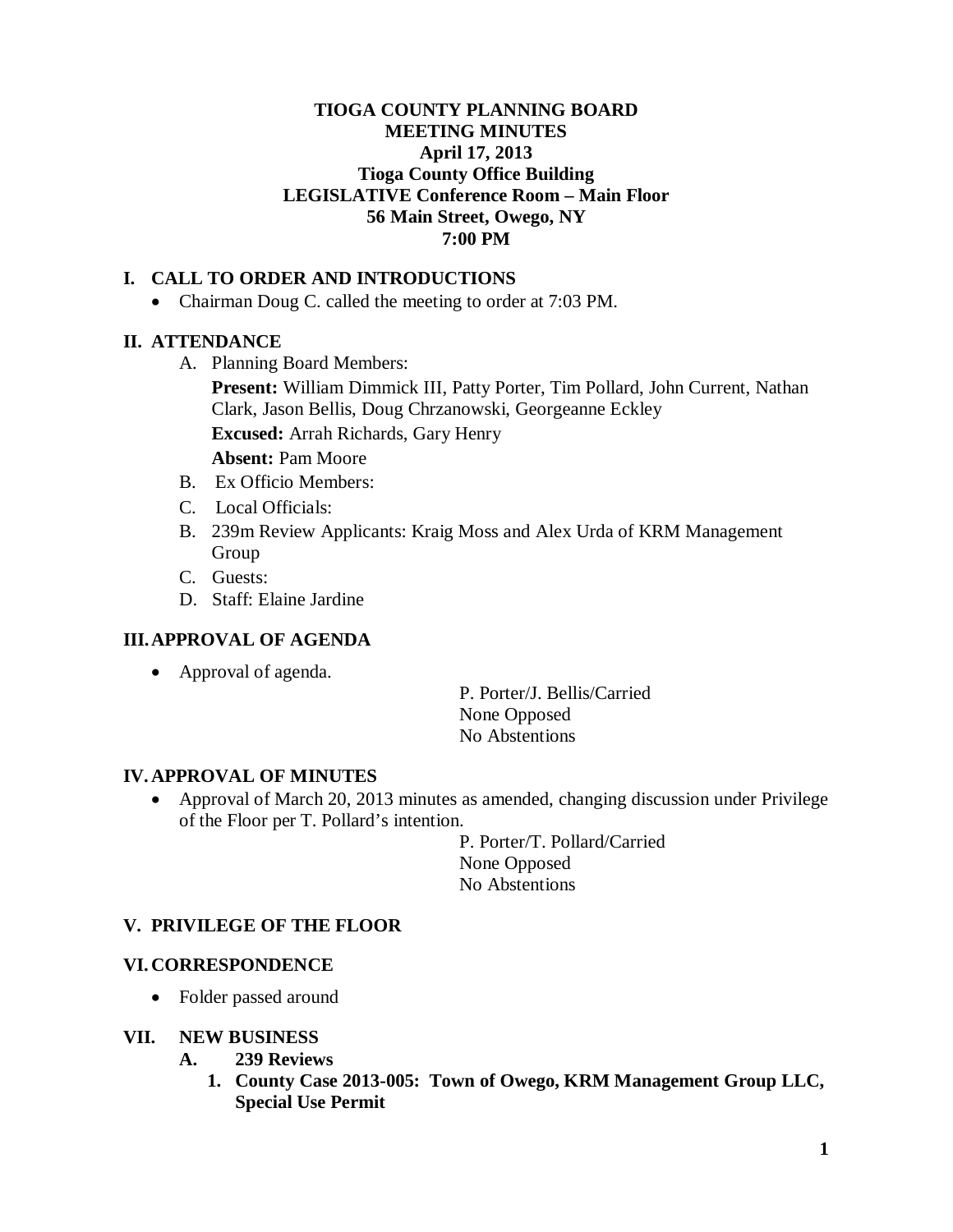# TIOGA COUNTY PLANNING BOARD
## MEETING MINUTES
**April 17, 2013**
**Tioga County Office Building**
**LEGISLATIVE Conference Room – Main Floor**
**56 Main Street, Owego, NY**
**7:00 PM**

## I. CALL TO ORDER AND INTRODUCTIONS

- Chairman Doug C. called the meeting to order at 7:03 PM.

## II. ATTENDANCE

A. Planning Board Members:

**Present:** William Dimmick III, Patty Porter, Tim Pollard, John Current, Nathan Clark, Jason Bellis, Doug Chrzanowski, Georgeanne Eckley

**Excused:** Arrah Richards, Gary Henry

**Absent:** Pam Moore

B. Ex Officio Members:

C. Local Officials:

B. 239m Review Applicants: Kraig Moss and Alex Urda of KRM Management Group

C. Guests:

D. Staff: Elaine Jardine

## III. APPROVAL OF AGENDA

- Approval of agenda.

P. Porter/J. Bellis/Carried
None Opposed
No Abstentions

## IV. APPROVAL OF MINUTES

- Approval of March 20, 2013 minutes as amended, changing discussion under Privilege of the Floor per T. Pollard's intention.

P. Porter/T. Pollard/Carried
None Opposed
No Abstentions

## V. PRIVILEGE OF THE FLOOR

## VI. CORRESPONDENCE

- Folder passed around

## VII. NEW BUSINESS

### A. 239 Reviews

**1. County Case 2013-005: Town of Owego, KRM Management Group LLC, Special Use Permit**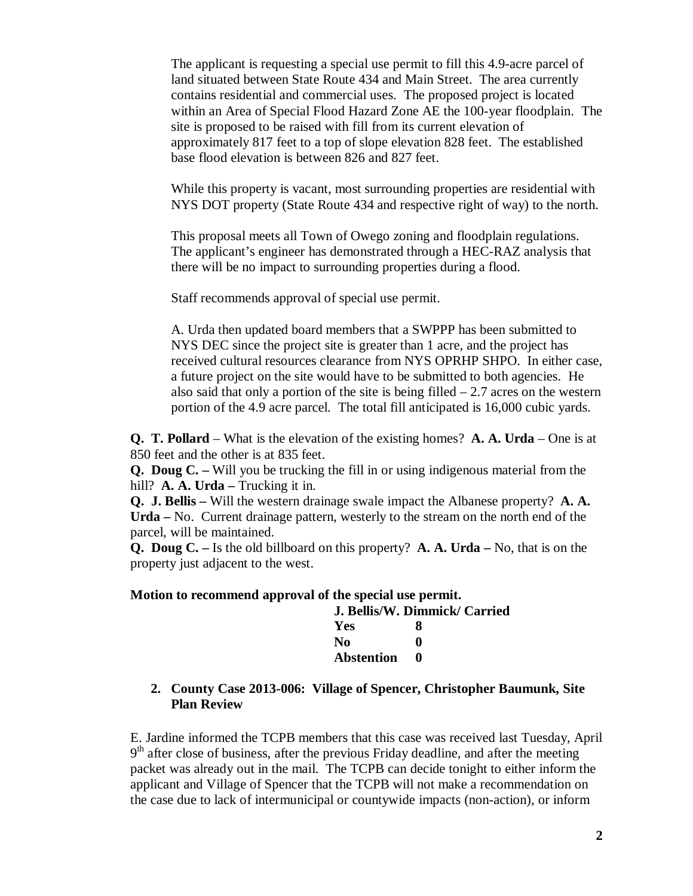The applicant is requesting a special use permit to fill this 4.9-acre parcel of land situated between State Route 434 and Main Street. The area currently contains residential and commercial uses. The proposed project is located within an Area of Special Flood Hazard Zone AE the 100-year floodplain. The site is proposed to be raised with fill from its current elevation of approximately 817 feet to a top of slope elevation 828 feet. The established base flood elevation is between 826 and 827 feet.

While this property is vacant, most surrounding properties are residential with NYS DOT property (State Route 434 and respective right of way) to the north.

This proposal meets all Town of Owego zoning and floodplain regulations. The applicant's engineer has demonstrated through a HEC-RAZ analysis that there will be no impact to surrounding properties during a flood.

Staff recommends approval of special use permit.

A. Urda then updated board members that a SWPPP has been submitted to NYS DEC since the project site is greater than 1 acre, and the project has received cultural resources clearance from NYS OPRHP SHPO. In either case, a future project on the site would have to be submitted to both agencies. He also said that only a portion of the site is being filled – 2.7 acres on the western portion of the 4.9 acre parcel. The total fill anticipated is 16,000 cubic yards.

**Q. T. Pollard** – What is the elevation of the existing homes? **A. A. Urda** – One is at 850 feet and the other is at 835 feet.
**Q. Doug C. –** Will you be trucking the fill in or using indigenous material from the hill? **A. A. Urda –** Trucking it in.
**Q. J. Bellis –** Will the western drainage swale impact the Albanese property? **A. A. Urda –** No. Current drainage pattern, westerly to the stream on the north end of the parcel, will be maintained.
**Q. Doug C. –** Is the old billboard on this property? **A. A. Urda –** No, that is on the property just adjacent to the west.

**Motion to recommend approval of the special use permit.**

**J. Bellis/W. Dimmick/ Carried**

| | |
|---|---|
| **Yes** | **8** |
| **No** | **0** |
| **Abstention** | **0** |

**2. County Case 2013-006: Village of Spencer, Christopher Baumunk, Site Plan Review**

E. Jardine informed the TCPB members that this case was received last Tuesday, April 9th after close of business, after the previous Friday deadline, and after the meeting packet was already out in the mail. The TCPB can decide tonight to either inform the applicant and Village of Spencer that the TCPB will not make a recommendation on the case due to lack of intermunicipal or countywide impacts (non-action), or inform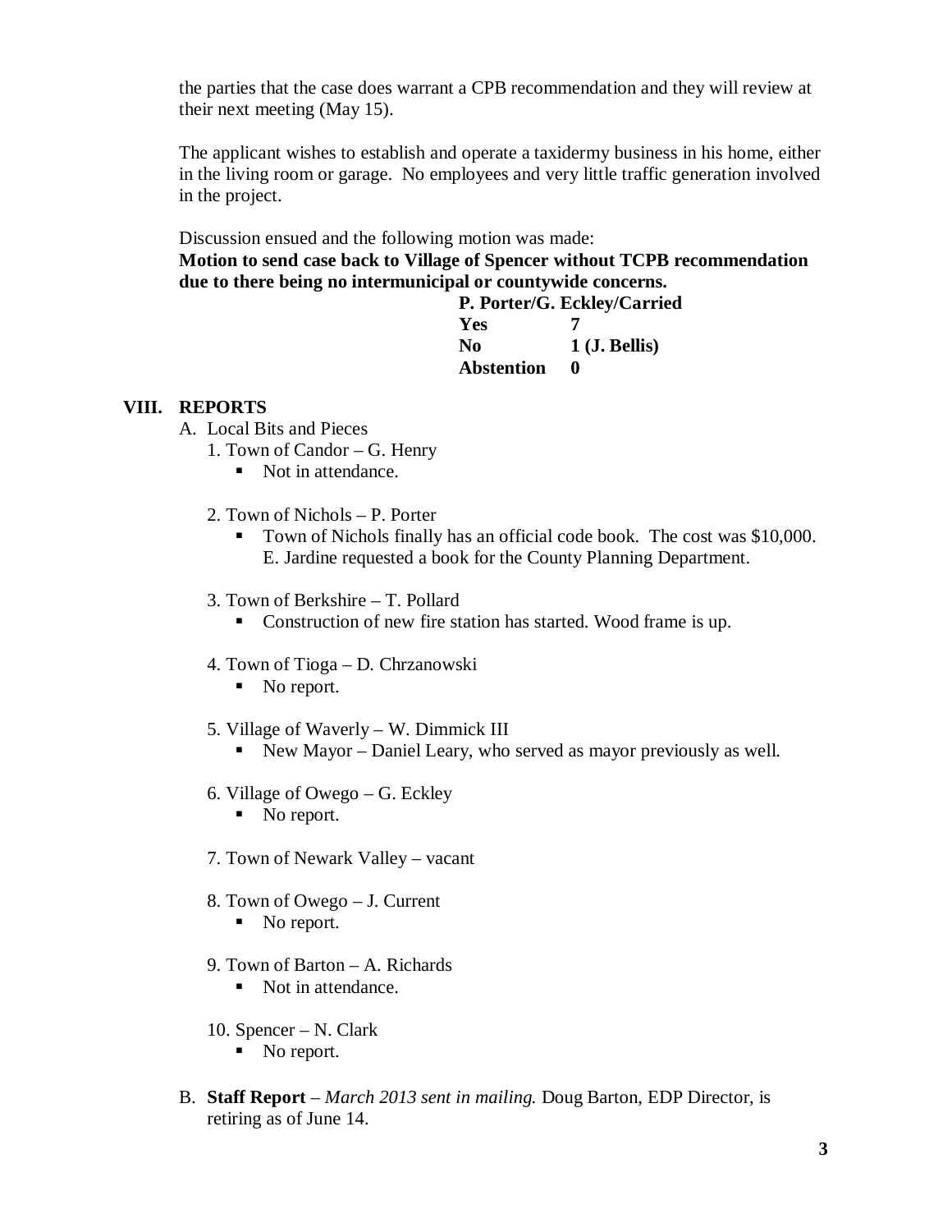the parties that the case does warrant a CPB recommendation and they will review at their next meeting (May 15).

The applicant wishes to establish and operate a taxidermy business in his home, either in the living room or garage. No employees and very little traffic generation involved in the project.

Discussion ensued and the following motion was made:

**Motion to send case back to Village of Spencer without TCPB recommendation due to there being no intermunicipal or countywide concerns.**

**P. Porter/G. Eckley/Carried**

| | |
|---|---|
| **Yes** | **7** |
| **No** | **1 (J. Bellis)** |
| **Abstention** | **0** |

## VIII. REPORTS

A. Local Bits and Pieces

1. Town of Candor – G. Henry
   - Not in attendance.

2. Town of Nichols – P. Porter
   - Town of Nichols finally has an official code book. The cost was $10,000. E. Jardine requested a book for the County Planning Department.

3. Town of Berkshire – T. Pollard
   - Construction of new fire station has started. Wood frame is up.

4. Town of Tioga – D. Chrzanowski
   - No report.

5. Village of Waverly – W. Dimmick III
   - New Mayor – Daniel Leary, who served as mayor previously as well.

6. Village of Owego – G. Eckley
   - No report.

7. Town of Newark Valley – vacant

8. Town of Owego – J. Current
   - No report.

9. Town of Barton – A. Richards
   - Not in attendance.

10. Spencer – N. Clark
    - No report.

B. **Staff Report** – *March 2013 sent in mailing.* Doug Barton, EDP Director, is retiring as of June 14.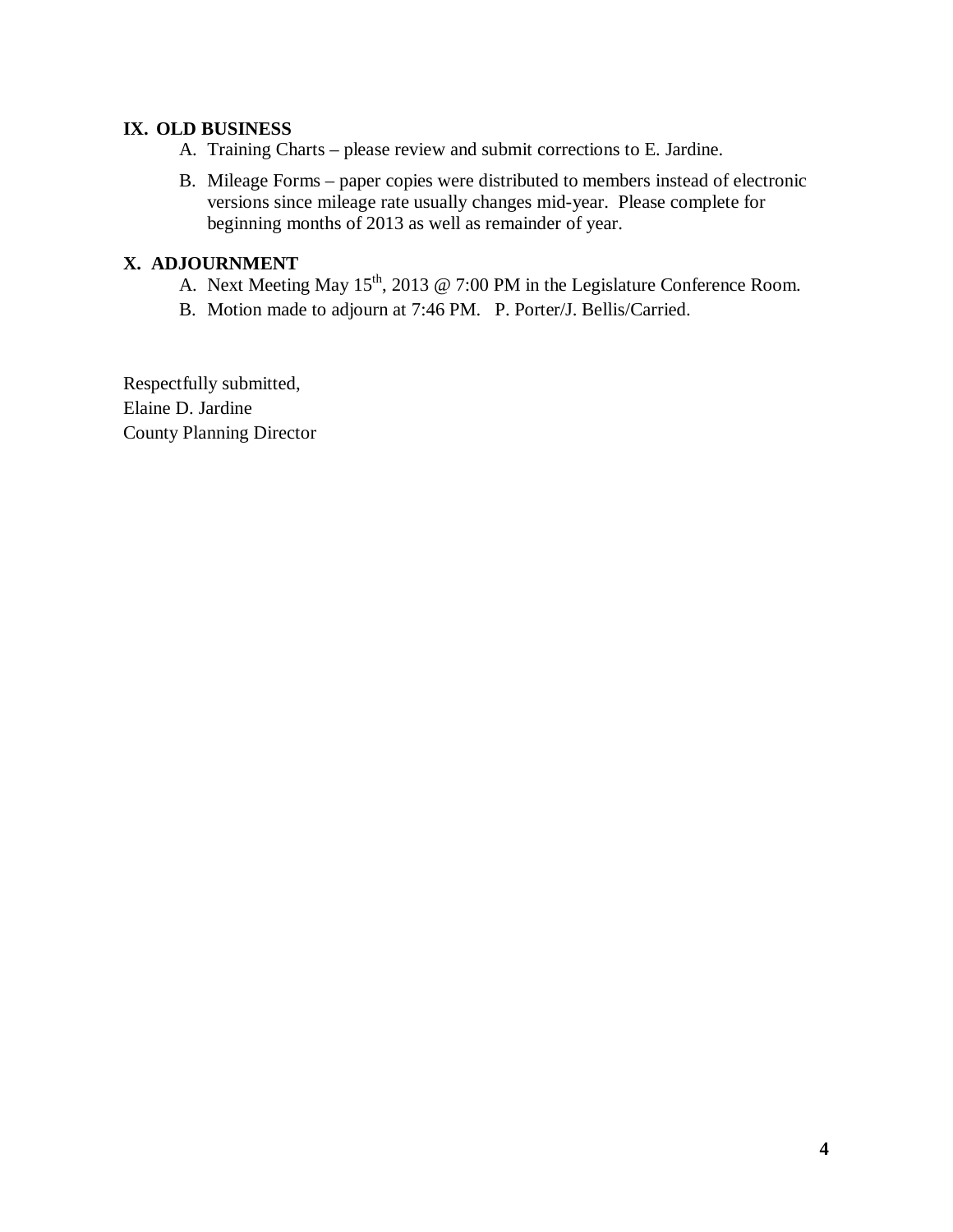## IX. OLD BUSINESS

A. Training Charts – please review and submit corrections to E. Jardine.

B. Mileage Forms – paper copies were distributed to members instead of electronic versions since mileage rate usually changes mid-year. Please complete for beginning months of 2013 as well as remainder of year.

## X. ADJOURNMENT

A. Next Meeting May 15th, 2013 @ 7:00 PM in the Legislature Conference Room.

B. Motion made to adjourn at 7:46 PM. P. Porter/J. Bellis/Carried.

Respectfully submitted,
Elaine D. Jardine
County Planning Director